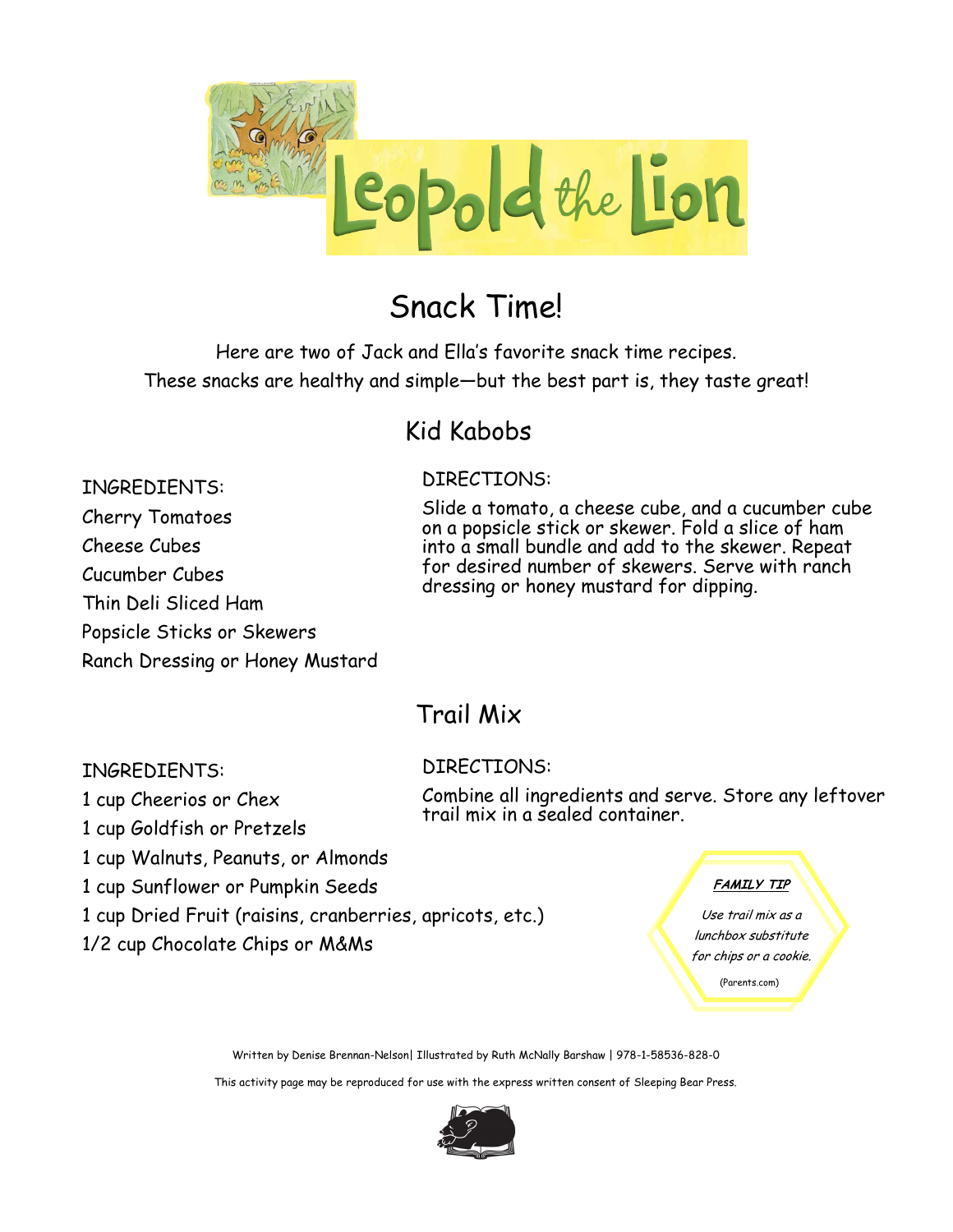# Leopold the Lion

## Snack Time!

Here are two of Jack and Ella's favorite snack time recipes.
These snacks are healthy and simple—but the best part is, they taste great!

### Kid Kabobs

INGREDIENTS:

Cherry Tomatoes
Cheese Cubes
Cucumber Cubes
Thin Deli Sliced Ham
Popsicle Sticks or Skewers
Ranch Dressing or Honey Mustard

DIRECTIONS:

Slide a tomato, a cheese cube, and a cucumber cube on a popsicle stick or skewer. Fold a slice of ham into a small bundle and add to the skewer. Repeat for desired number of skewers. Serve with ranch dressing or honey mustard for dipping.

### Trail Mix

INGREDIENTS:

1 cup Cheerios or Chex
1 cup Goldfish or Pretzels
1 cup Walnuts, Peanuts, or Almonds
1 cup Sunflower or Pumpkin Seeds
1 cup Dried Fruit (raisins, cranberries, apricots, etc.)
1/2 cup Chocolate Chips or M&Ms

DIRECTIONS:

Combine all ingredients and serve. Store any leftover trail mix in a sealed container.

***FAMILY TIP***

*Use trail mix as a lunchbox substitute for chips or a cookie.*

(Parents.com)

Written by Denise Brennan-Nelson| Illustrated by Ruth McNally Barshaw | 978-1-58536-828-0

This activity page may be reproduced for use with the express written consent of Sleeping Bear Press.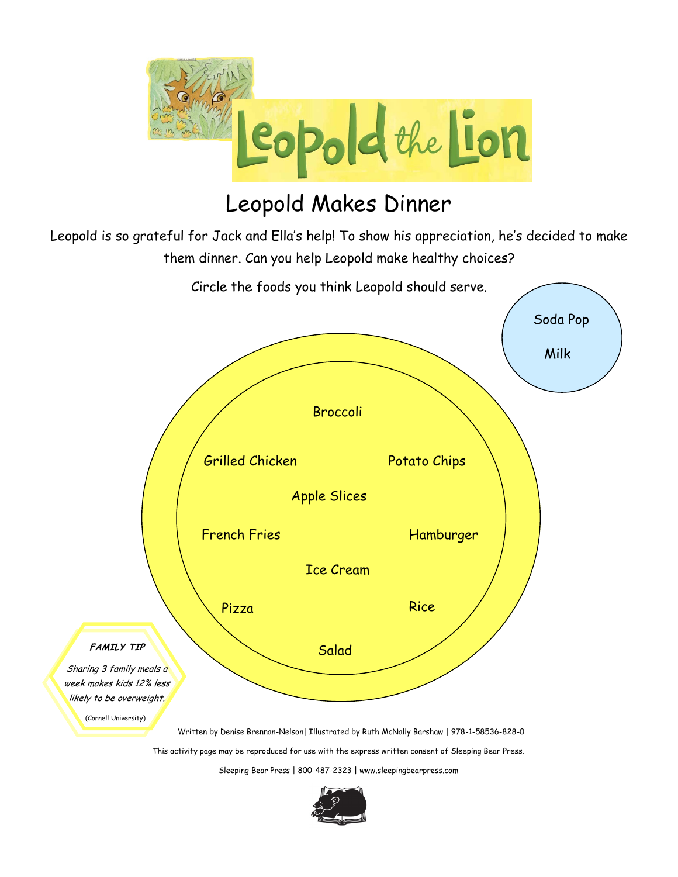# Leopold the Lion

## Leopold Makes Dinner

Leopold is so grateful for Jack and Ella's help! To show his appreciation, he's decided to make them dinner. Can you help Leopold make healthy choices?

Circle the foods you think Leopold should serve.

Soda Pop

Milk

Broccoli

Grilled Chicken

Potato Chips

Apple Slices

French Fries

Hamburger

Ice Cream

Pizza

Rice

Salad

***FAMILY TIP***

*Sharing 3 family meals a week makes kids 12% less likely to be overweight.*

(Cornell University)

Written by Denise Brennan-Nelson| Illustrated by Ruth McNally Barshaw | 978-1-58536-828-0

This activity page may be reproduced for use with the express written consent of Sleeping Bear Press.

Sleeping Bear Press | 800-487-2323 | www.sleepingbearpress.com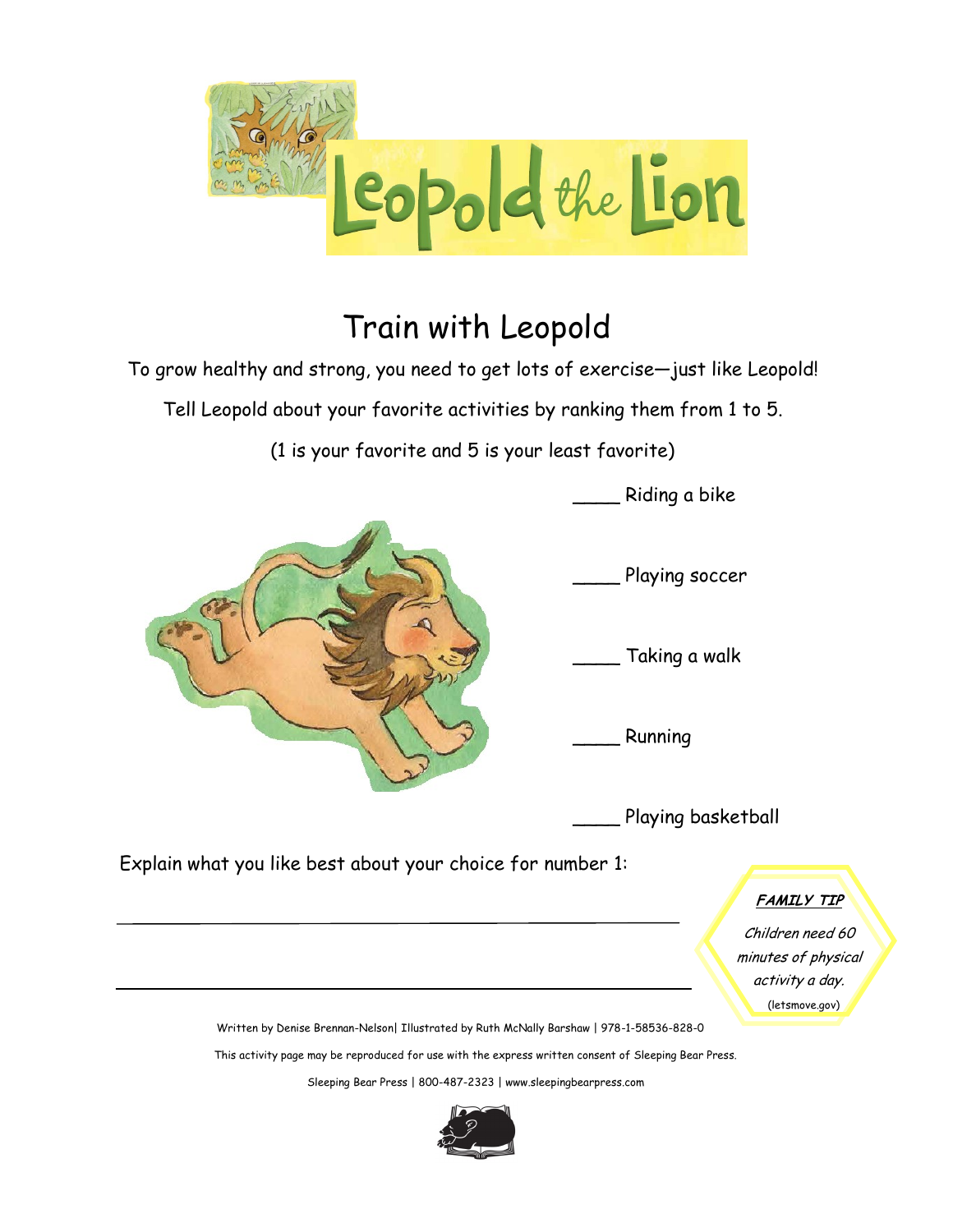# Leopold the Lion

## Train with Leopold

To grow healthy and strong, you need to get lots of exercise—just like Leopold!

Tell Leopold about your favorite activities by ranking them from 1 to 5.

(1 is your favorite and 5 is your least favorite)

____ Riding a bike

____ Playing soccer

____ Taking a walk

____ Running

____ Playing basketball

Explain what you like best about your choice for number 1:

______________________________________________

______________________________________________

***FAMILY TIP***

*Children need 60 minutes of physical activity a day.*

(letsmove.gov)

Written by Denise Brennan-Nelson| Illustrated by Ruth McNally Barshaw | 978-1-58536-828-0

This activity page may be reproduced for use with the express written consent of Sleeping Bear Press.

Sleeping Bear Press | 800-487-2323 | www.sleepingbearpress.com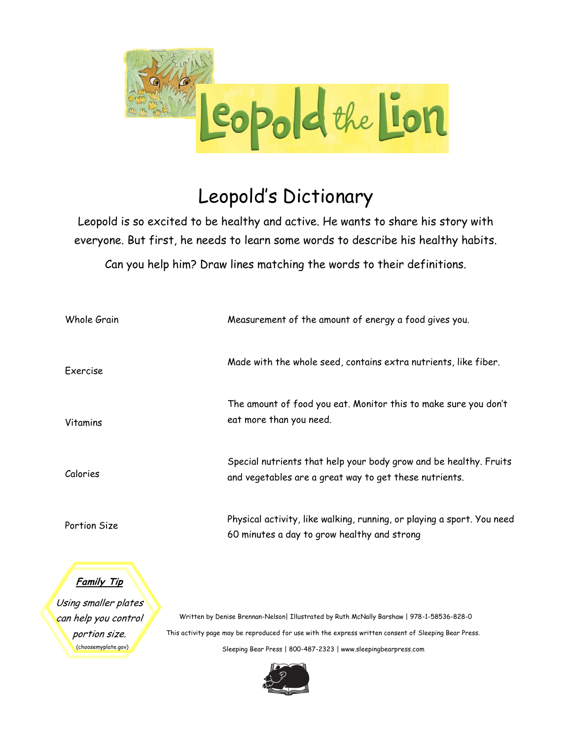# Leopold the Lion

## Leopold's Dictionary

Leopold is so excited to be healthy and active. He wants to share his story with everyone. But first, he needs to learn some words to describe his healthy habits.

Can you help him? Draw lines matching the words to their definitions.

| | |
|---|---|
| Whole Grain | Measurement of the amount of energy a food gives you. |
| Exercise | Made with the whole seed, contains extra nutrients, like fiber. |
| Vitamins | The amount of food you eat. Monitor this to make sure you don't eat more than you need. |
| Calories | Special nutrients that help your body grow and be healthy. Fruits and vegetables are a great way to get these nutrients. |
| Portion Size | Physical activity, like walking, running, or playing a sport. You need 60 minutes a day to grow healthy and strong |

***Family Tip***

*Using smaller plates can help you control portion size.*

(choosemyplate.gov)

Written by Denise Brennan-Nelson| Illustrated by Ruth McNally Barshaw | 978-1-58536-828-0

This activity page may be reproduced for use with the express written consent of Sleeping Bear Press.

Sleeping Bear Press | 800-487-2323 | www.sleepingbearpress.com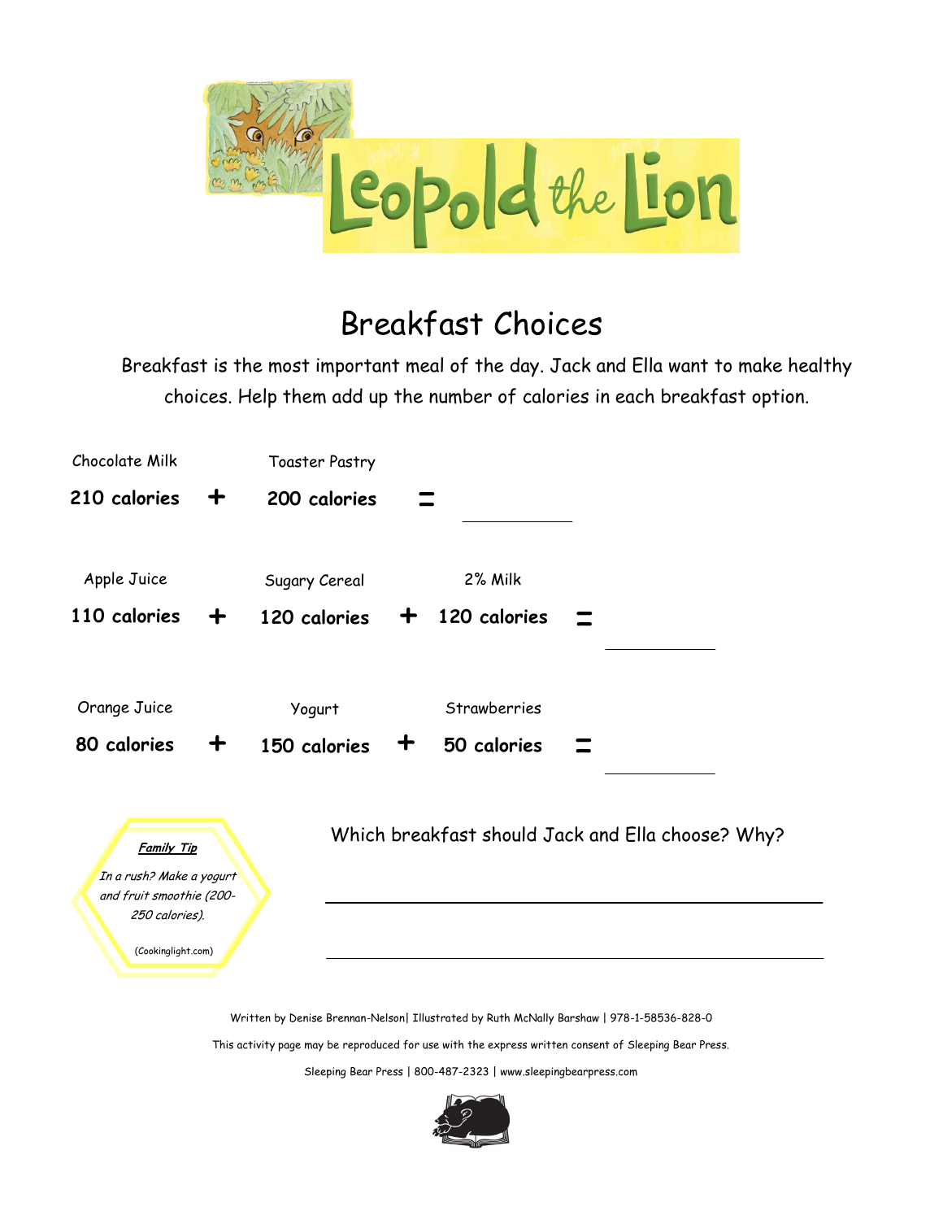# Leopold the Lion

## Breakfast Choices

Breakfast is the most important meal of the day. Jack and Ella want to make healthy choices. Help them add up the number of calories in each breakfast option.

| | | | | | | |
|---|---|---|---|---|---|---|
| Chocolate Milk | | Toaster Pastry | | | | |
| **210 calories** | **+** | **200 calories** | **=** | ________ | | |
| Apple Juice | | Sugary Cereal | | 2% Milk | | |
| **110 calories** | **+** | **120 calories** | **+** | **120 calories** | **=** | ________ |
| Orange Juice | | Yogurt | | Strawberries | | |
| **80 calories** | **+** | **150 calories** | **+** | **50 calories** | **=** | ________ |

***Family Tip***

*In a rush? Make a yogurt and fruit smoothie (200-250 calories).*

(Cookinglight.com)

Which breakfast should Jack and Ella choose? Why?

_______________________________________________

_______________________________________________

Written by Denise Brennan-Nelson| Illustrated by Ruth McNally Barshaw | 978-1-58536-828-0

This activity page may be reproduced for use with the express written consent of Sleeping Bear Press.

Sleeping Bear Press | 800-487-2323 | www.sleepingbearpress.com